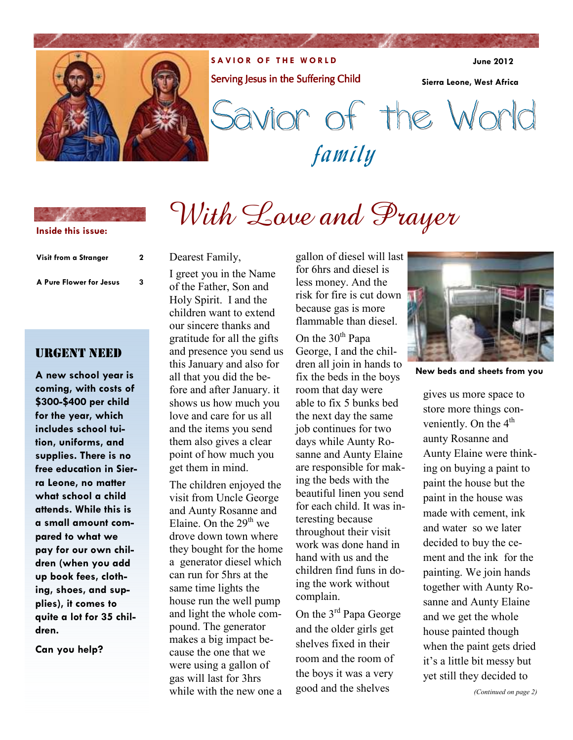SAVIOR OF THE WORLD

Serving Jesus in the Suffering Child

June 2012

Sierra Leone, West Africa

# Savior of the World *family*

**Inside this issue:**

| | |
|---|---|
| Visit from a Stranger | 2 |
| A Pure Flower for Jesus | 3 |

## URGENT NEED

**A new school year is coming, with costs of $300-$400 per child for the year, which includes school tuition, uniforms, and supplies. There is no free education in Sierra Leone, no matter what school a child attends. While this is a small amount compared to what we pay for our own children (when you add up book fees, clothing, shoes, and supplies), it comes to quite a lot for 35 children.**

**Can you help?**

## With Love and Prayer

Dearest Family,

I greet you in the Name of the Father, Son and Holy Spirit. I and the children want to extend our sincere thanks and gratitude for all the gifts and presence you send us this January and also for all that you did the before and after January. it shows us how much you love and care for us all and the items you send them also gives a clear point of how much you get them in mind.

The children enjoyed the visit from Uncle George and Aunty Rosanne and Elaine. On the 29th we drove down town where they bought for the home a generator diesel which can run for 5hrs at the same time lights the house run the well pump and light the whole compound. The generator makes a big impact because the one that we were using a gallon of gas will last for 3hrs while with the new one a gallon of diesel will last for 6hrs and diesel is less money. And the risk for fire is cut down because gas is more flammable than diesel.

On the 30th Papa George, I and the children all join in hands to fix the beds in the boys room that day were able to fix 5 bunks bed the next day the same job continues for two days while Aunty Rosanne and Aunty Elaine are responsible for making the beds with the beautiful linen you send for each child. It was interesting because throughout their visit work was done hand in hand with us and the children find funs in doing the work without complain.

On the 3rd Papa George and the older girls get shelves fixed in their room and the room of the boys it was a very good and the shelves

**New beds and sheets from you**

gives us more space to store more things conveniently. On the 4th aunty Rosanne and Aunty Elaine were thinking on buying a paint to paint the house but the paint in the house was made with cement, ink and water so we later decided to buy the cement and the ink for the painting. We join hands together with Aunty Rosanne and Aunty Elaine and we get the whole house painted though when the paint gets dried it's a little bit messy but yet still they decided to

*(Continued on page 2)*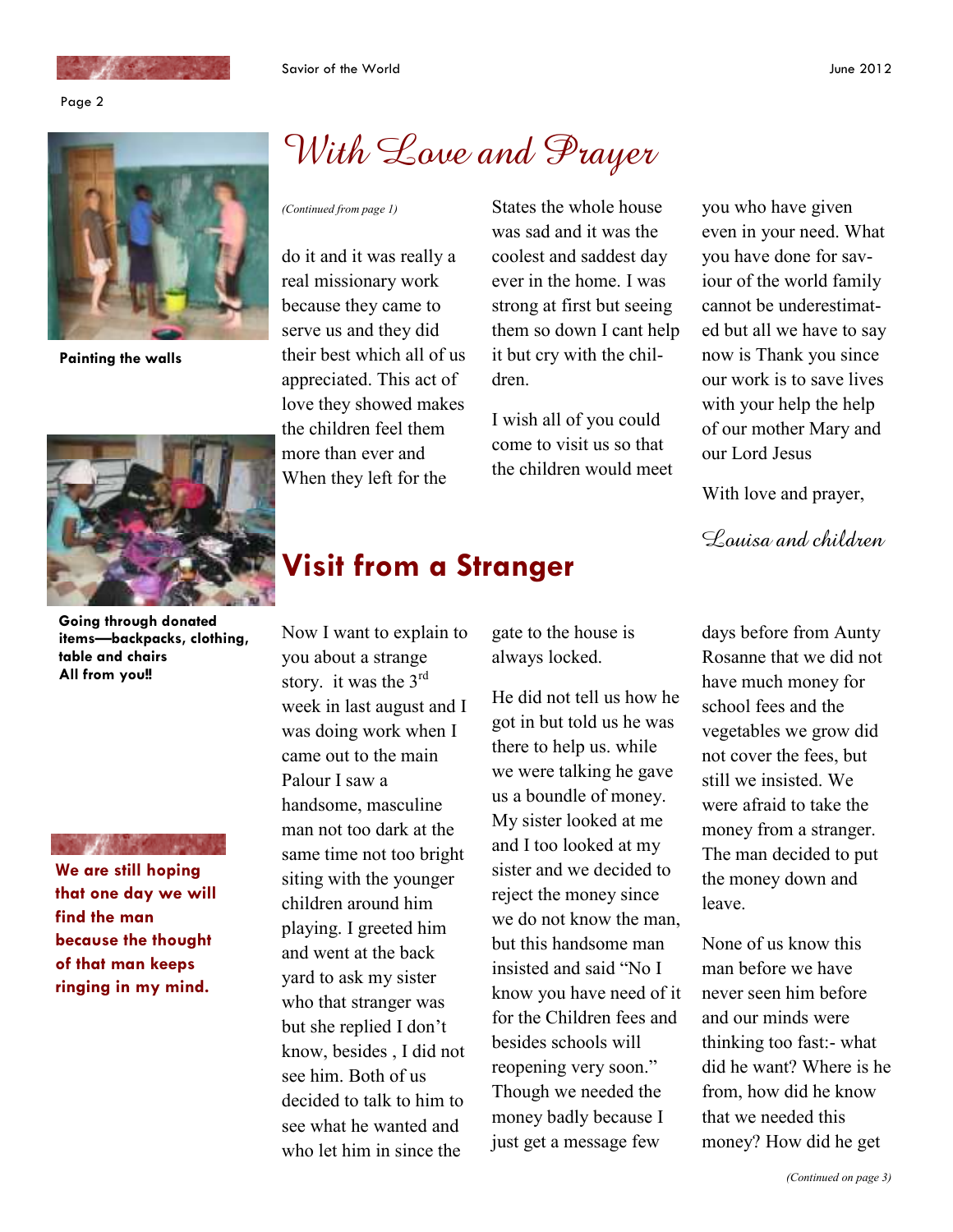Painting the walls

Going through donated items—backpacks, clothing, table and chairs
All from you!!

**We are still hoping that one day we will find the man because the thought of that man keeps ringing in my mind.**

# *With Love and Prayer*

*(Continued from page 1)*

do it and it was really a real missionary work because they came to serve us and they did their best which all of us appreciated. This act of love they showed makes the children feel them more than ever and When they left for the States the whole house was sad and it was the coolest and saddest day ever in the home. I was strong at first but seeing them so down I cant help it but cry with the children.

I wish all of you could come to visit us so that the children would meet you who have given even in your need. What you have done for saviour of the world family cannot be underestimated but all we have to say now is Thank you since our work is to save lives with your help the help of our mother Mary and our Lord Jesus

With love and prayer,

*Louisa and children*

## Visit from a Stranger

Now I want to explain to you about a strange story. it was the 3rd week in last august and I was doing work when I came out to the main Palour I saw a handsome, masculine man not too dark at the same time not too bright siting with the younger children around him playing. I greeted him and went at the back yard to ask my sister who that stranger was but she replied I don't know, besides , I did not see him. Both of us decided to talk to him to see what he wanted and who let him in since the gate to the house is always locked.

He did not tell us how he got in but told us he was there to help us. while we were talking he gave us a boundle of money. My sister looked at me and I too looked at my sister and we decided to reject the money since we do not know the man, but this handsome man insisted and said "No I know you have need of it for the Children fees and besides schools will reopening very soon." Though we needed the money badly because I just get a message few days before from Aunty Rosanne that we did not have much money for school fees and the vegetables we grow did not cover the fees, but still we insisted. We were afraid to take the money from a stranger. The man decided to put the money down and leave.

None of us know this man before we have never seen him before and our minds were thinking too fast:- what did he want? Where is he from, how did he know that we needed this money? How did he get

*(Continued on page 3)*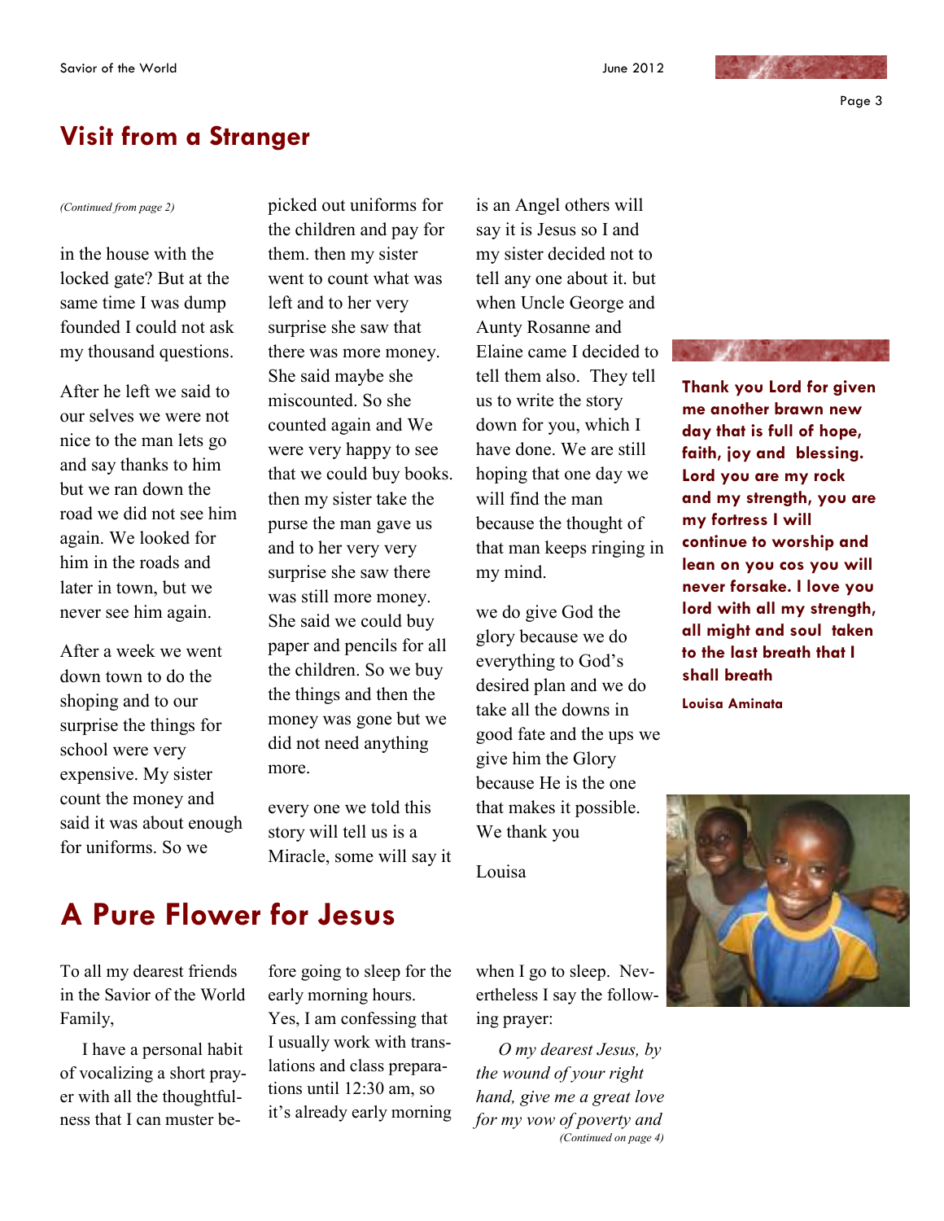## Visit from a Stranger

*(Continued from page 2)*

in the house with the locked gate? But at the same time I was dump founded I could not ask my thousand questions.

After he left we said to our selves we were not nice to the man lets go and say thanks to him but we ran down the road we did not see him again. We looked for him in the roads and later in town, but we never see him again.

After a week we went down town to do the shoping and to our surprise the things for school were very expensive. My sister count the money and said it was about enough for uniforms. So we picked out uniforms for the children and pay for them. then my sister went to count what was left and to her very surprise she saw that there was more money. She said maybe she miscounted. So she counted again and We were very happy to see that we could buy books. then my sister take the purse the man gave us and to her very very surprise she saw there was still more money. She said we could buy paper and pencils for all the children. So we buy the things and then the money was gone but we did not need anything more.

every one we told this story will tell us is a Miracle, some will say it is an Angel others will say it is Jesus so I and my sister decided not to tell any one about it. but when Uncle George and Aunty Rosanne and Elaine came I decided to tell them also. They tell us to write the story down for you, which I have done. We are still hoping that one day we will find the man because the thought of that man keeps ringing in my mind.

we do give God the glory because we do everything to God's desired plan and we do take all the downs in good fate and the ups we give him the Glory because He is the one that makes it possible. We thank you

Louisa

**Thank you Lord for given me another brawn new day that is full of hope, faith, joy and blessing. Lord you are my rock and my strength, you are my fortress I will continue to worship and lean on you cos you will never forsake. I love you lord with all my strength, all might and soul taken to the last breath that I shall breath**

**Louisa Aminata**

## A Pure Flower for Jesus

To all my dearest friends in the Savior of the World Family,

I have a personal habit of vocalizing a short prayer with all the thoughtfulness that I can muster before going to sleep for the early morning hours. Yes, I am confessing that I usually work with translations and class preparations until 12:30 am, so it's already early morning when I go to sleep. Nevertheless I say the following prayer:

*O my dearest Jesus, by the wound of your right hand, give me a great love for my vow of poverty and*

*(Continued on page 4)*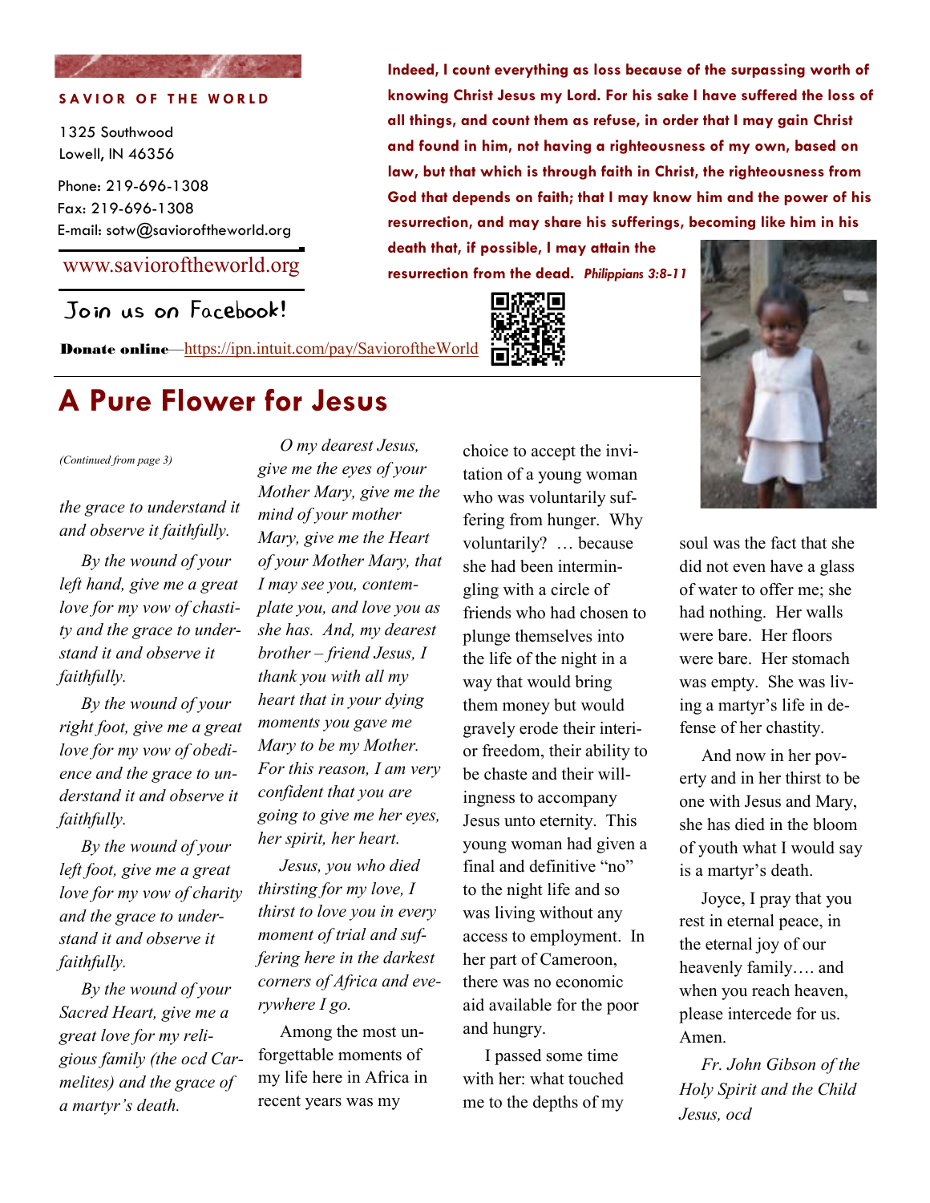**SAVIOR OF THE WORLD**

1325 Southwood
Lowell, IN 46356

Phone: 219-696-1308
Fax: 219-696-1308
E-mail: sotw@savioroftheworld.org

www.savioroftheworld.org

Join us on Facebook!

**Donate online**—https://ipn.intuit.com/pay/SavioroftheWorld

**Indeed, I count everything as loss because of the surpassing worth of knowing Christ Jesus my Lord. For his sake I have suffered the loss of all things, and count them as refuse, in order that I may gain Christ and found in him, not having a righteousness of my own, based on law, but that which is through faith in Christ, the righteousness from God that depends on faith; that I may know him and the power of his resurrection, and may share his sufferings, becoming like him in his death that, if possible, I may attain the resurrection from the dead.** ***Philippians 3:8-11***

# A Pure Flower for Jesus

*(Continued from page 3)*

*the grace to understand it and observe it faithfully.*

*By the wound of your left hand, give me a great love for my vow of chastity and the grace to understand it and observe it faithfully.*

*By the wound of your right foot, give me a great love for my vow of obedience and the grace to understand it and observe it faithfully.*

*By the wound of your left foot, give me a great love for my vow of charity and the grace to understand it and observe it faithfully.*

*By the wound of your Sacred Heart, give me a great love for my religious family (the ocd Carmelites) and the grace of a martyr's death.*

*O my dearest Jesus, give me the eyes of your Mother Mary, give me the mind of your mother Mary, give me the Heart of your Mother Mary, that I may see you, contemplate you, and love you as she has. And, my dearest brother – friend Jesus, I thank you with all my heart that in your dying moments you gave me Mary to be my Mother. For this reason, I am very confident that you are going to give me her eyes, her spirit, her heart.*

*Jesus, you who died thirsting for my love, I thirst to love you in every moment of trial and suffering here in the darkest corners of Africa and everywhere I go.*

Among the most unforgettable moments of my life here in Africa in recent years was my choice to accept the invitation of a young woman who was voluntarily suffering from hunger. Why voluntarily? … because she had been intermingling with a circle of friends who had chosen to plunge themselves into the life of the night in a way that would bring them money but would gravely erode their interior freedom, their ability to be chaste and their willingness to accompany Jesus unto eternity. This young woman had given a final and definitive "no" to the night life and so was living without any access to employment. In her part of Cameroon, there was no economic aid available for the poor and hungry.

I passed some time with her: what touched me to the depths of my soul was the fact that she did not even have a glass of water to offer me; she had nothing. Her walls were bare. Her floors were bare. Her stomach was empty. She was living a martyr's life in defense of her chastity.

And now in her poverty and in her thirst to be one with Jesus and Mary, she has died in the bloom of youth what I would say is a martyr's death.

Joyce, I pray that you rest in eternal peace, in the eternal joy of our heavenly family…. and when you reach heaven, please intercede for us. Amen.

*Fr. John Gibson of the Holy Spirit and the Child Jesus, ocd*